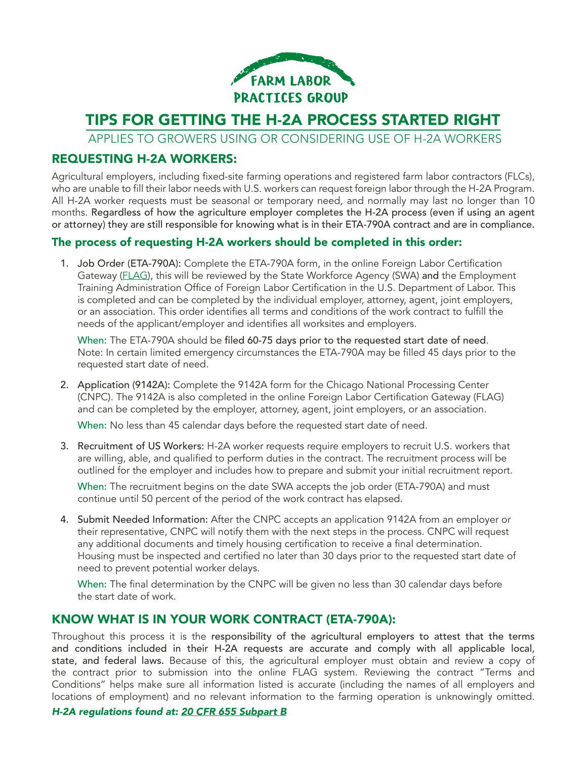FARM LABOR PRACTICES GROUP

# TIPS FOR GETTING THE H-2A PROCESS STARTED RIGHT

APPLIES TO GROWERS USING OR CONSIDERING USE OF H-2A WORKERS

## REQUESTING H-2A WORKERS:

Agricultural employers, including fixed-site farming operations and registered farm labor contractors (FLCs), who are unable to fill their labor needs with U.S. workers can request foreign labor through the H-2A Program. All H-2A worker requests must be seasonal or temporary need, and normally may last no longer than 10 months. **Regardless of how the agriculture employer completes the H-2A process (even if using an agent or attorney) they are still responsible for knowing what is in their ETA-790A contract and are in compliance.**

### The process of requesting H-2A workers should be completed in this order:

1. **Job Order (ETA-790A):** Complete the ETA-790A form, in the online Foreign Labor Certification Gateway (FLAG), this will be reviewed by the State Workforce Agency (SWA) **and** the Employment Training Administration Office of Foreign Labor Certification in the U.S. Department of Labor. This is completed and can be completed by the individual employer, attorney, agent, joint employers, or an association. This order identifies all terms and conditions of the work contract to fulfill the needs of the applicant/employer and identifies all worksites and employers.

   When: The ETA-790A should be **filed 60-75 days prior to the requested start date of need**. Note: In certain limited emergency circumstances the ETA-790A may be filled 45 days prior to the requested start date of need.

2. **Application (9142A):** Complete the 9142A form for the Chicago National Processing Center (CNPC). The 9142A is also completed in the online Foreign Labor Certification Gateway (FLAG) and can be completed by the employer, attorney, agent, joint employers, or an association.

   When: No less than 45 calendar days before the requested start date of need.

3. **Recruitment of US Workers:** H-2A worker requests require employers to recruit U.S. workers that are willing, able, and qualified to perform duties in the contract. The recruitment process will be outlined for the employer and includes how to prepare and submit your initial recruitment report.

   When: The recruitment begins on the date SWA accepts the job order (ETA-790A) and must continue until 50 percent of the period of the work contract has elapsed.

4. **Submit Needed Information:** After the CNPC accepts an application 9142A from an employer or their representative, CNPC will notify them with the next steps in the process. CNPC will request any additional documents and timely housing certification to receive a final determination. Housing must be inspected and certified no later than 30 days prior to the requested start date of need to prevent potential worker delays.

   When: The final determination by the CNPC will be given no less than 30 calendar days before the start date of work.

## KNOW WHAT IS IN YOUR WORK CONTRACT (ETA-790A):

Throughout this process it is the **responsibility of the agricultural employers to attest that the terms and conditions included in their H-2A requests are accurate and comply with all applicable local, state, and federal laws.** Because of this, the agricultural employer must obtain and review a copy of the contract prior to submission into the online FLAG system. Reviewing the contract "Terms and Conditions" helps make sure all information listed is accurate (including the names of all employers and locations of employment) and no relevant information to the farming operation is unknowingly omitted.

***H-2A regulations found at: 20 CFR 655 Subpart B***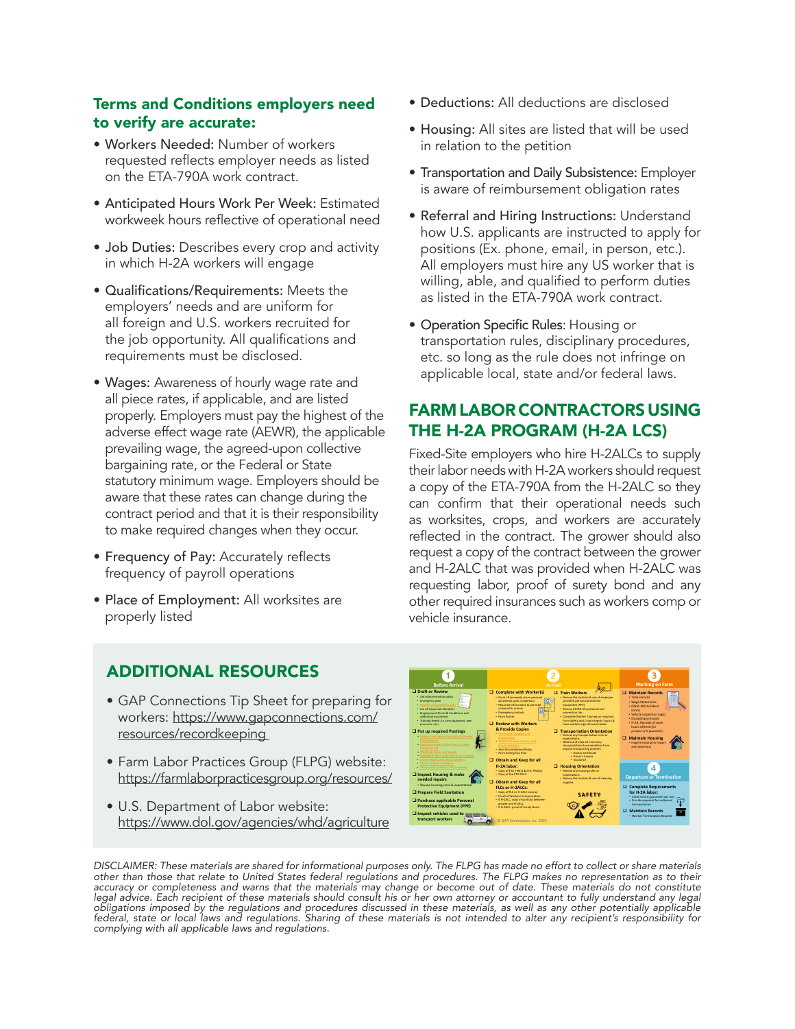### Terms and Conditions employers need to verify are accurate:

- Workers Needed: Number of workers requested reflects employer needs as listed on the ETA-790A work contract.
- Anticipated Hours Work Per Week: Estimated workweek hours reflective of operational need
- Job Duties: Describes every crop and activity in which H-2A workers will engage
- Qualifications/Requirements: Meets the employers' needs and are uniform for all foreign and U.S. workers recruited for the job opportunity. All qualifications and requirements must be disclosed.
- Wages: Awareness of hourly wage rate and all piece rates, if applicable, and are listed properly. Employers must pay the highest of the adverse effect wage rate (AEWR), the applicable prevailing wage, the agreed-upon collective bargaining rate, or the Federal or State statutory minimum wage. Employers should be aware that these rates can change during the contract period and that it is their responsibility to make required changes when they occur.
- Frequency of Pay: Accurately reflects frequency of payroll operations
- Place of Employment: All worksites are properly listed
- Deductions: All deductions are disclosed
- Housing: All sites are listed that will be used in relation to the petition
- Transportation and Daily Subsistence: Employer is aware of reimbursement obligation rates
- Referral and Hiring Instructions: Understand how U.S. applicants are instructed to apply for positions (Ex. phone, email, in person, etc.). All employers must hire any US worker that is willing, able, and qualified to perform duties as listed in the ETA-790A work contract.
- Operation Specific Rules: Housing or transportation rules, disciplinary procedures, etc. so long as the rule does not infringe on applicable local, state and/or federal laws.

## FARM LABOR CONTRACTORS USING THE H-2A PROGRAM (H-2A LCS)

Fixed-Site employers who hire H-2ALCs to supply their labor needs with H-2A workers should request a copy of the ETA-790A from the H-2ALC so they can confirm that their operational needs such as worksites, crops, and workers are accurately reflected in the contract. The grower should also request a copy of the contract between the grower and H-2ALC that was provided when H-2ALC was requesting labor, proof of surety bond and any other required insurances such as workers comp or vehicle insurance.

## ADDITIONAL RESOURCES

- GAP Connections Tip Sheet for preparing for workers: https://www.gapconnections.com/resources/recordkeeping
- Farm Labor Practices Group (FLPG) website: https://farmlaborpracticesgroup.org/resources/
- U.S. Department of Labor website: https://www.dol.gov/agencies/whd/agriculture

1 Before Arrival

2 Arrival

3 Working on Farm

4 Departure or Termination

SAFETY

© GAP Connections, Inc. 2022

*DISCLAIMER: These materials are shared for informational purposes only. The FLPG has made no effort to collect or share materials other than those that relate to United States federal regulations and procedures. The FLPG makes no representation as to their accuracy or completeness and warns that the materials may change or become out of date. These materials do not constitute legal advice. Each recipient of these materials should consult his or her own attorney or accountant to fully understand any legal obligations imposed by the regulations and procedures discussed in these materials, as well as any other potentially applicable federal, state or local laws and regulations. Sharing of these materials is not intended to alter any recipient's responsibility for complying with all applicable laws and regulations.*